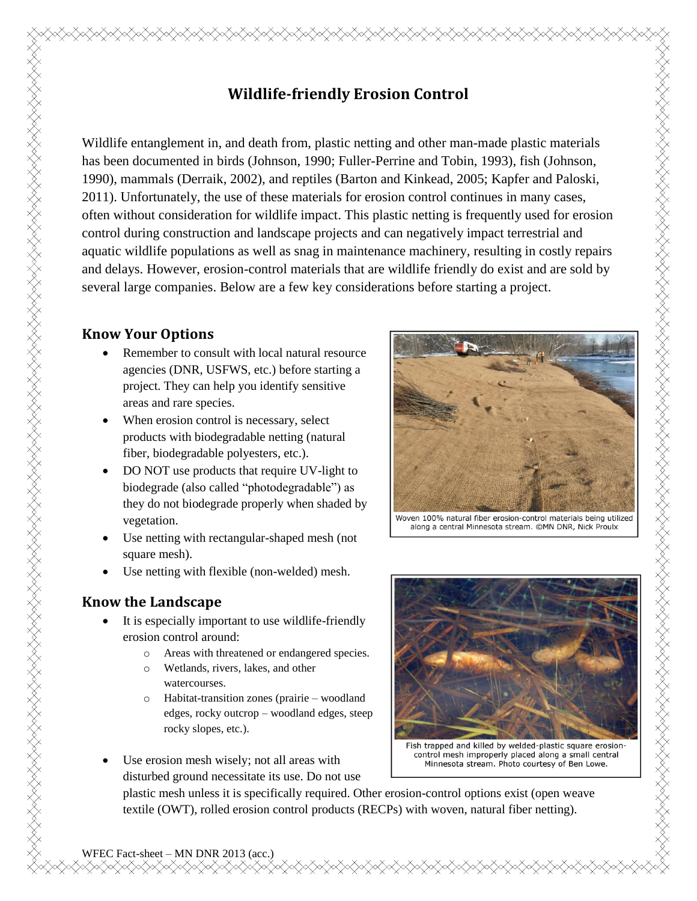# Wildlife-friendly Erosion Control

Wildlife entanglement in, and death from, plastic netting and other man-made plastic materials has been documented in birds (Johnson, 1990; Fuller-Perrine and Tobin, 1993), fish (Johnson, 1990), mammals (Derraik, 2002), and reptiles (Barton and Kinkead, 2005; Kapfer and Paloski, 2011). Unfortunately, the use of these materials for erosion control continues in many cases, often without consideration for wildlife impact. This plastic netting is frequently used for erosion control during construction and landscape projects and can negatively impact terrestrial and aquatic wildlife populations as well as snag in maintenance machinery, resulting in costly repairs and delays. However, erosion-control materials that are wildlife friendly do exist and are sold by several large companies. Below are a few key considerations before starting a project.

## Know Your Options

- Remember to consult with local natural resource agencies (DNR, USFWS, etc.) before starting a project. They can help you identify sensitive areas and rare species.
- When erosion control is necessary, select products with biodegradable netting (natural fiber, biodegradable polyesters, etc.).
- DO NOT use products that require UV-light to biodegrade (also called "photodegradable") as they do not biodegrade properly when shaded by vegetation.
- Use netting with rectangular-shaped mesh (not square mesh).
- Use netting with flexible (non-welded) mesh.

Woven 100% natural fiber erosion-control materials being utilized along a central Minnesota stream. ©MN DNR, Nick Proulx

## Know the Landscape

- It is especially important to use wildlife-friendly erosion control around:
  - Areas with threatened or endangered species.
  - Wetlands, rivers, lakes, and other watercourses.
  - Habitat-transition zones (prairie – woodland edges, rocky outcrop – woodland edges, steep rocky slopes, etc.).
- Use erosion mesh wisely; not all areas with disturbed ground necessitate its use. Do not use plastic mesh unless it is specifically required. Other erosion-control options exist (open weave textile (OWT), rolled erosion control products (RECPs) with woven, natural fiber netting).

Fish trapped and killed by welded-plastic square erosion-control mesh improperly placed along a small central Minnesota stream. Photo courtesy of Ben Lowe.

WFEC Fact-sheet – MN DNR 2013 (acc.)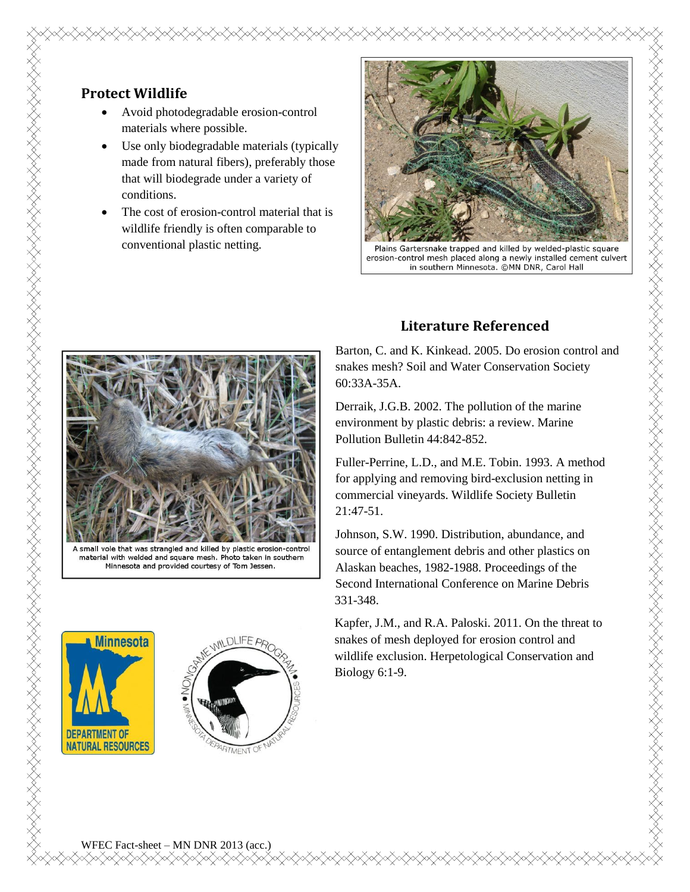## Protect Wildlife

- Avoid photodegradable erosion-control materials where possible.
- Use only biodegradable materials (typically made from natural fibers), preferably those that will biodegrade under a variety of conditions.
- The cost of erosion-control material that is wildlife friendly is often comparable to conventional plastic netting.

Plains Gartersnake trapped and killed by welded-plastic square erosion-control mesh placed along a newly installed cement culvert in southern Minnesota. ©MN DNR, Carol Hall

A small vole that was strangled and killed by plastic erosion-control material with welded and square mesh. Photo taken in southern Minnesota and provided courtesy of Tom Jessen.

## Literature Referenced

Barton, C. and K. Kinkead. 2005. Do erosion control and snakes mesh? Soil and Water Conservation Society 60:33A-35A.

Derraik, J.G.B. 2002. The pollution of the marine environment by plastic debris: a review. Marine Pollution Bulletin 44:842-852.

Fuller-Perrine, L.D., and M.E. Tobin. 1993. A method for applying and removing bird-exclusion netting in commercial vineyards. Wildlife Society Bulletin 21:47-51.

Johnson, S.W. 1990. Distribution, abundance, and source of entanglement debris and other plastics on Alaskan beaches, 1982-1988. Proceedings of the Second International Conference on Marine Debris 331-348.

Kapfer, J.M., and R.A. Paloski. 2011. On the threat to snakes of mesh deployed for erosion control and wildlife exclusion. Herpetological Conservation and Biology 6:1-9.

WFEC Fact-sheet – MN DNR 2013 (acc.)